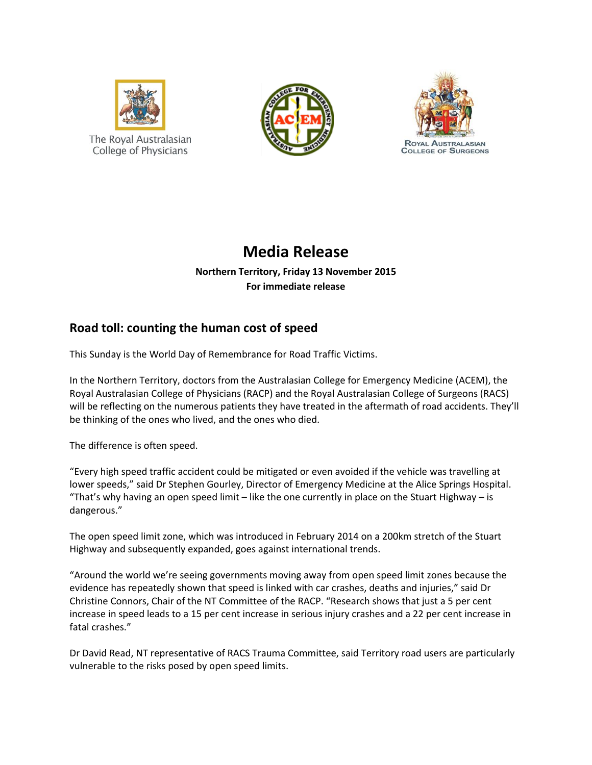The Royal Australasian College of Physicians

Royal Australasian College of Surgeons

# Media Release

**Northern Territory, Friday 13 November 2015**
**For immediate release**

## Road toll: counting the human cost of speed

This Sunday is the World Day of Remembrance for Road Traffic Victims.

In the Northern Territory, doctors from the Australasian College for Emergency Medicine (ACEM), the Royal Australasian College of Physicians (RACP) and the Royal Australasian College of Surgeons (RACS) will be reflecting on the numerous patients they have treated in the aftermath of road accidents. They'll be thinking of the ones who lived, and the ones who died.

The difference is often speed.

"Every high speed traffic accident could be mitigated or even avoided if the vehicle was travelling at lower speeds," said Dr Stephen Gourley, Director of Emergency Medicine at the Alice Springs Hospital. "That's why having an open speed limit – like the one currently in place on the Stuart Highway – is dangerous."

The open speed limit zone, which was introduced in February 2014 on a 200km stretch of the Stuart Highway and subsequently expanded, goes against international trends.

"Around the world we're seeing governments moving away from open speed limit zones because the evidence has repeatedly shown that speed is linked with car crashes, deaths and injuries," said Dr Christine Connors, Chair of the NT Committee of the RACP. "Research shows that just a 5 per cent increase in speed leads to a 15 per cent increase in serious injury crashes and a 22 per cent increase in fatal crashes."

Dr David Read, NT representative of RACS Trauma Committee, said Territory road users are particularly vulnerable to the risks posed by open speed limits.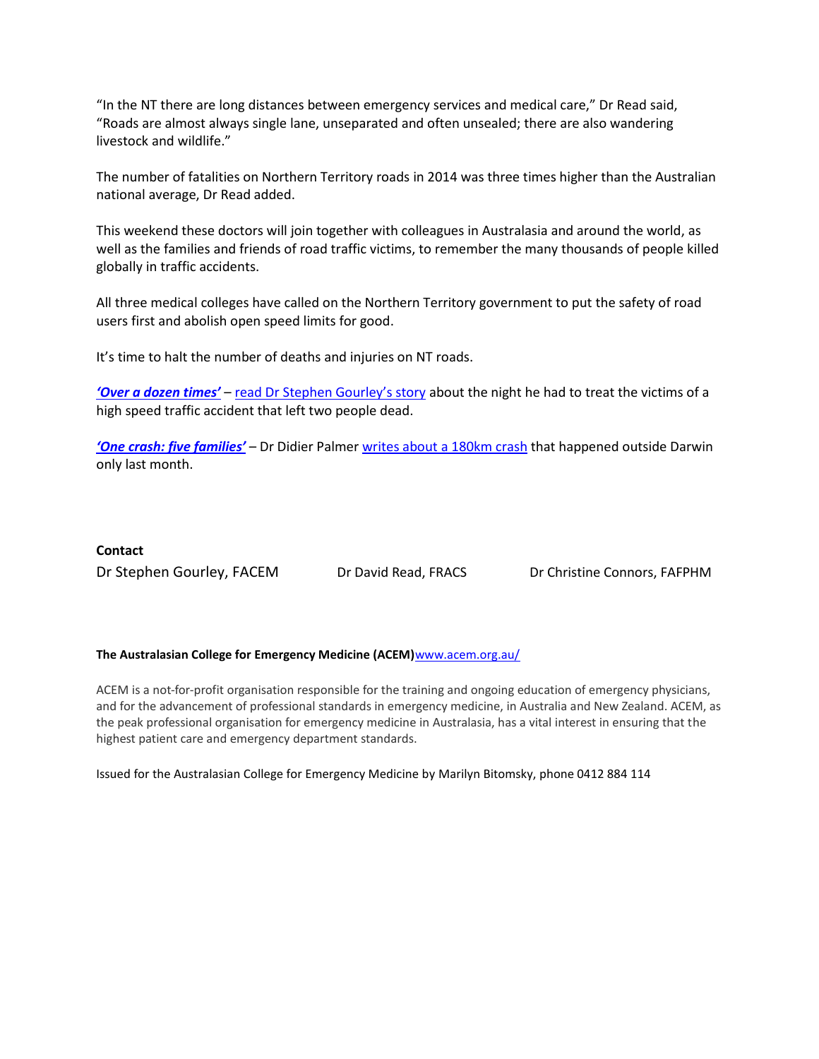"In the NT there are long distances between emergency services and medical care," Dr Read said, "Roads are almost always single lane, unseparated and often unsealed; there are also wandering livestock and wildlife."

The number of fatalities on Northern Territory roads in 2014 was three times higher than the Australian national average, Dr Read added.

This weekend these doctors will join together with colleagues in Australasia and around the world, as well as the families and friends of road traffic victims, to remember the many thousands of people killed globally in traffic accidents.

All three medical colleges have called on the Northern Territory government to put the safety of road users first and abolish open speed limits for good.

It's time to halt the number of deaths and injuries on NT roads.

***'Over a dozen times'*** – read Dr Stephen Gourley's story about the night he had to treat the victims of a high speed traffic accident that left two people dead.

***'One crash: five families'*** – Dr Didier Palmer writes about a 180km crash that happened outside Darwin only last month.

**Contact**

Dr Stephen Gourley, FACEM

Dr David Read, FRACS

Dr Christine Connors, FAFPHM

**The Australasian College for Emergency Medicine (ACEM)**www.acem.org.au/

ACEM is a not-for-profit organisation responsible for the training and ongoing education of emergency physicians, and for the advancement of professional standards in emergency medicine, in Australia and New Zealand. ACEM, as the peak professional organisation for emergency medicine in Australasia, has a vital interest in ensuring that the highest patient care and emergency department standards.

Issued for the Australasian College for Emergency Medicine by Marilyn Bitomsky, phone 0412 884 114